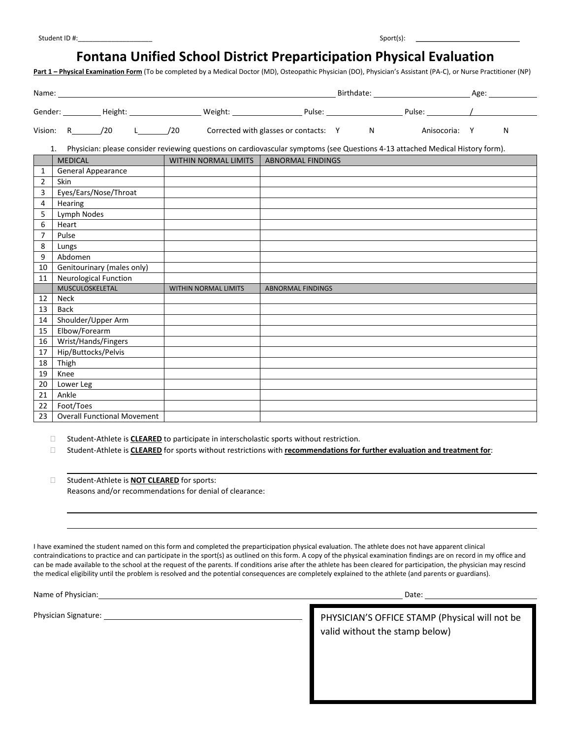Student ID #:____________________ Sport(s): ____________________________

# Fontana Unified School District Preparticipation Physical Evaluation

**Part 1 – Physical Examination Form** (To be completed by a Medical Doctor (MD), Osteopathic Physician (DO), Physician's Assistant (PA-C), or Nurse Practitioner (NP)

Name: ______________________________ Birthdate: ______________________ Age: ___________

Gender: _________ Height: _________________ Weight: ________________ Pulse: __________________ Pulse: __________/________________

Vision: R_______/20 L_______/20 Corrected with glasses or contacts: Y N Anisocoria: Y N

1. Physician: please consider reviewing questions on cardiovascular symptoms (see Questions 4-13 attached Medical History form).

| | MEDICAL | WITHIN NORMAL LIMITS | ABNORMAL FINDINGS |
|---|---|---|---|
| 1 | General Appearance | | |
| 2 | Skin | | |
| 3 | Eyes/Ears/Nose/Throat | | |
| 4 | Hearing | | |
| 5 | Lymph Nodes | | |
| 6 | Heart | | |
| 7 | Pulse | | |
| 8 | Lungs | | |
| 9 | Abdomen | | |
| 10 | Genitourinary (males only) | | |
| 11 | Neurological Function | | |
| | MUSCULOSKELETAL | WITHIN NORMAL LIMITS | ABNORMAL FINDINGS |
| 12 | Neck | | |
| 13 | Back | | |
| 14 | Shoulder/Upper Arm | | |
| 15 | Elbow/Forearm | | |
| 16 | Wrist/Hands/Fingers | | |
| 17 | Hip/Buttocks/Pelvis | | |
| 18 | Thigh | | |
| 19 | Knee | | |
| 20 | Lower Leg | | |
| 21 | Ankle | | |
| 22 | Foot/Toes | | |
| 23 | Overall Functional Movement | | |

- ☐ Student-Athlete is **CLEARED** to participate in interscholastic sports without restriction.
- ☐ Student-Athlete is **CLEARED** for sports without restrictions with **recommendations for further evaluation and treatment for**:

____________________________________________________________

- ☐ Student-Athlete is **NOT CLEARED** for sports:
  Reasons and/or recommendations for denial of clearance:

____________________________________________________________

____________________________________________________________

I have examined the student named on this form and completed the preparticipation physical evaluation. The athlete does not have apparent clinical contraindications to practice and can participate in the sport(s) as outlined on this form. A copy of the physical examination findings are on record in my office and can be made available to the school at the request of the parents. If conditions arise after the athlete has been cleared for participation, the physician may rescind the medical eligibility until the problem is resolved and the potential consequences are completely explained to the athlete (and parents or guardians).

Name of Physician: ______________________________________________ Date: ____________________

Physician Signature: ______________________________________

PHYSICIAN'S OFFICE STAMP (Physical will not be valid without the stamp below)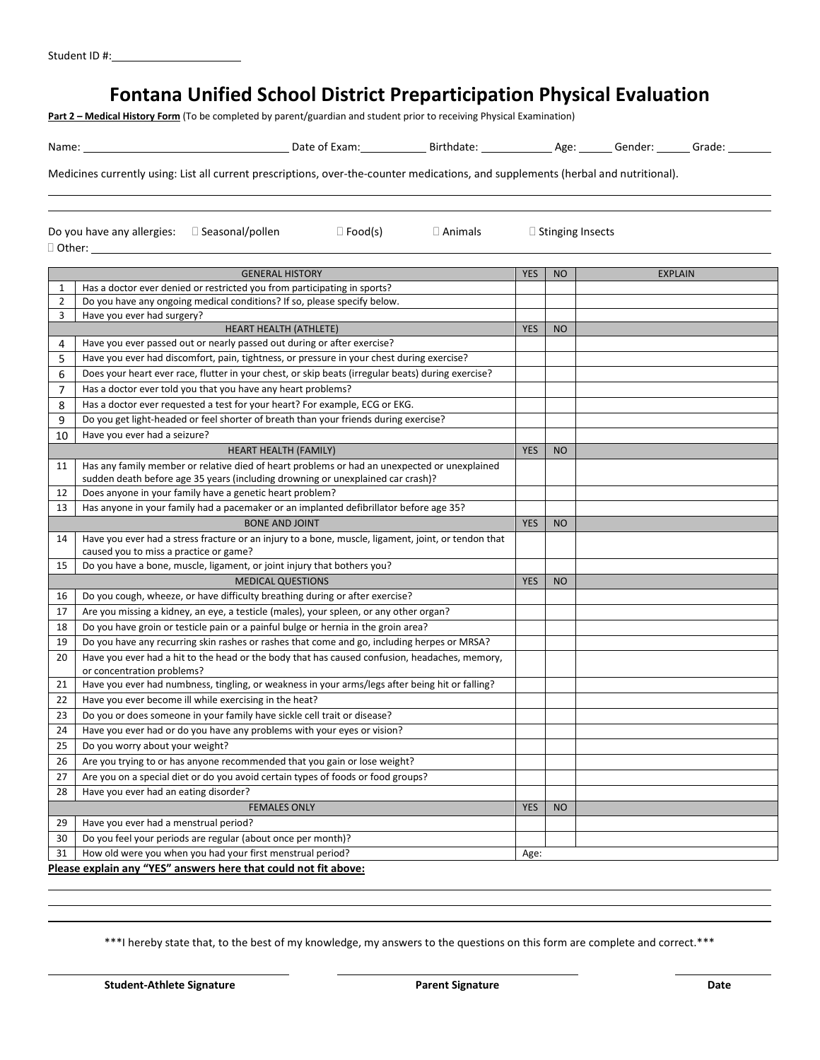Student ID #:______________________

# Fontana Unified School District Preparticipation Physical Evaluation

**Part 2 – Medical History Form** (To be completed by parent/guardian and student prior to receiving Physical Examination)

Name: ________________________________ Date of Exam:__________ Birthdate: ___________ Age: _____ Gender: _____ Grade: _______

Medicines currently using: List all current prescriptions, over-the-counter medications, and supplements (herbal and nutritional).

______________________________________________________________________________

______________________________________________________________________________

Do you have any allergies: ☐ Seasonal/pollen ☐ Food(s) ☐ Animals ☐ Stinging Insects

☐ Other: ______________________________________________________________________

| | GENERAL HISTORY | YES | NO | EXPLAIN |
|---|---|---|---|---|
| 1 | Has a doctor ever denied or restricted you from participating in sports? | | | |
| 2 | Do you have any ongoing medical conditions? If so, please specify below. | | | |
| 3 | Have you ever had surgery? | | | |
| | HEART HEALTH (ATHLETE) | YES | NO | |
| 4 | Have you ever passed out or nearly passed out during or after exercise? | | | |
| 5 | Have you ever had discomfort, pain, tightness, or pressure in your chest during exercise? | | | |
| 6 | Does your heart ever race, flutter in your chest, or skip beats (irregular beats) during exercise? | | | |
| 7 | Has a doctor ever told you that you have any heart problems? | | | |
| 8 | Has a doctor ever requested a test for your heart? For example, ECG or EKG. | | | |
| 9 | Do you get light-headed or feel shorter of breath than your friends during exercise? | | | |
| 10 | Have you ever had a seizure? | | | |
| | HEART HEALTH (FAMILY) | YES | NO | |
| 11 | Has any family member or relative died of heart problems or had an unexpected or unexplained sudden death before age 35 years (including drowning or unexplained car crash)? | | | |
| 12 | Does anyone in your family have a genetic heart problem? | | | |
| 13 | Has anyone in your family had a pacemaker or an implanted defibrillator before age 35? | | | |
| | BONE AND JOINT | YES | NO | |
| 14 | Have you ever had a stress fracture or an injury to a bone, muscle, ligament, joint, or tendon that caused you to miss a practice or game? | | | |
| 15 | Do you have a bone, muscle, ligament, or joint injury that bothers you? | | | |
| | MEDICAL QUESTIONS | YES | NO | |
| 16 | Do you cough, wheeze, or have difficulty breathing during or after exercise? | | | |
| 17 | Are you missing a kidney, an eye, a testicle (males), your spleen, or any other organ? | | | |
| 18 | Do you have groin or testicle pain or a painful bulge or hernia in the groin area? | | | |
| 19 | Do you have any recurring skin rashes or rashes that come and go, including herpes or MRSA? | | | |
| 20 | Have you ever had a hit to the head or the body that has caused confusion, headaches, memory, or concentration problems? | | | |
| 21 | Have you ever had numbness, tingling, or weakness in your arms/legs after being hit or falling? | | | |
| 22 | Have you ever become ill while exercising in the heat? | | | |
| 23 | Do you or does someone in your family have sickle cell trait or disease? | | | |
| 24 | Have you ever had or do you have any problems with your eyes or vision? | | | |
| 25 | Do you worry about your weight? | | | |
| 26 | Are you trying to or has anyone recommended that you gain or lose weight? | | | |
| 27 | Are you on a special diet or do you avoid certain types of foods or food groups? | | | |
| 28 | Have you ever had an eating disorder? | | | |
| | FEMALES ONLY | YES | NO | |
| 29 | Have you ever had a menstrual period? | | | |
| 30 | Do you feel your periods are regular (about once per month)? | | | |
| 31 | How old were you when you had your first menstrual period? | Age: | | |

**Please explain any "YES" answers here that could not fit above:**

______________________________________________________________________________

______________________________________________________________________________

______________________________________________________________________________

\*\*\*I hereby state that, to the best of my knowledge, my answers to the questions on this form are complete and correct.\*\*\*

______________________ ______________________ __________

**Student-Athlete Signature** **Parent Signature** **Date**